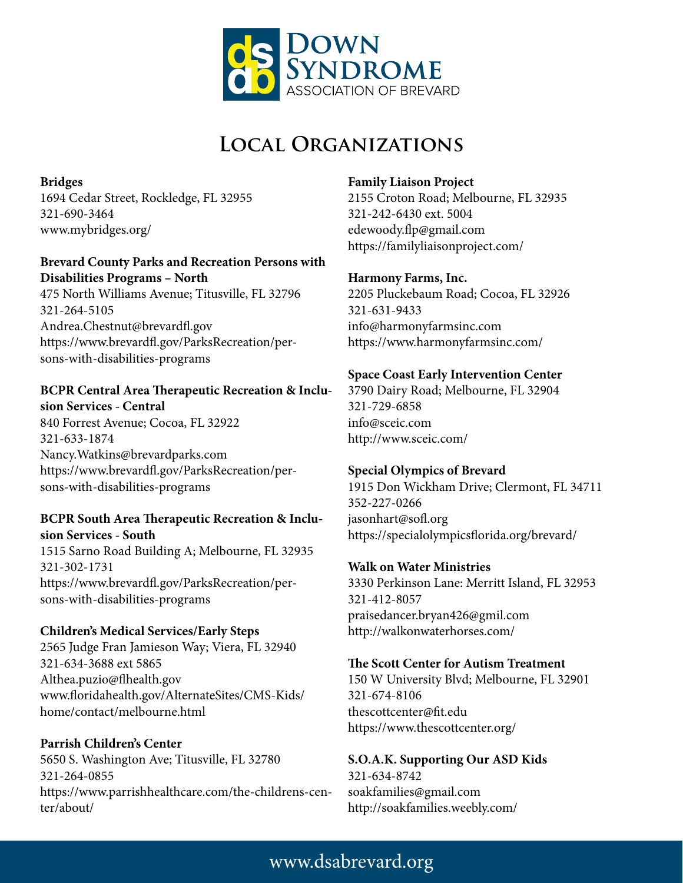Down Syndrome Association of Brevard

# Local Organizations

**Bridges**
1694 Cedar Street, Rockledge, FL 32955
321-690-3464
www.mybridges.org/

**Brevard County Parks and Recreation Persons with Disabilities Programs – North**
475 North Williams Avenue; Titusville, FL 32796
321-264-5105
Andrea.Chestnut@brevardfl.gov
https://www.brevardfl.gov/ParksRecreation/persons-with-disabilities-programs

**BCPR Central Area Therapeutic Recreation & Inclusion Services - Central**
840 Forrest Avenue; Cocoa, FL 32922
321-633-1874
Nancy.Watkins@brevardparks.com
https://www.brevardfl.gov/ParksRecreation/persons-with-disabilities-programs

**BCPR South Area Therapeutic Recreation & Inclusion Services - South**
1515 Sarno Road Building A; Melbourne, FL 32935
321-302-1731
https://www.brevardfl.gov/ParksRecreation/persons-with-disabilities-programs

**Children's Medical Services/Early Steps**
2565 Judge Fran Jamieson Way; Viera, FL 32940
321-634-3688 ext 5865
Althea.puzio@flhealth.gov
www.floridahealth.gov/AlternateSites/CMS-Kids/home/contact/melbourne.html

**Parrish Children's Center**
5650 S. Washington Ave; Titusville, FL 32780
321-264-0855
https://www.parrishhealthcare.com/the-childrens-center/about/

**Family Liaison Project**
2155 Croton Road; Melbourne, FL 32935
321-242-6430 ext. 5004
edewoody.flp@gmail.com
https://familyliaisonproject.com/

**Harmony Farms, Inc.**
2205 Pluckebaum Road; Cocoa, FL 32926
321-631-9433
info@harmonyfarmsinc.com
https://www.harmonyfarmsinc.com/

**Space Coast Early Intervention Center**
3790 Dairy Road; Melbourne, FL 32904
321-729-6858
info@sceic.com
http://www.sceic.com/

**Special Olympics of Brevard**
1915 Don Wickham Drive; Clermont, FL 34711
352-227-0266
jasonhart@sofl.org
https://specialolympicsflorida.org/brevard/

**Walk on Water Ministries**
3330 Perkinson Lane: Merritt Island, FL 32953
321-412-8057
praisedancer.bryan426@gmil.com
http://walkonwaterhorses.com/

**The Scott Center for Autism Treatment**
150 W University Blvd; Melbourne, FL 32901
321-674-8106
thescottcenter@fit.edu
https://www.thescottcenter.org/

**S.O.A.K. Supporting Our ASD Kids**
321-634-8742
soakfamilies@gmail.com
http://soakfamilies.weebly.com/

www.dsabrevard.org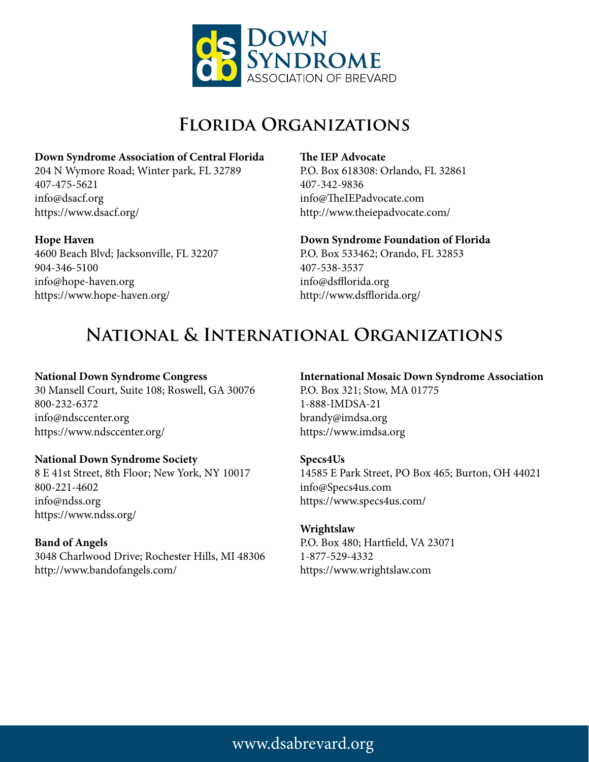Down Syndrome Association of Brevard

# Florida Organizations

**Down Syndrome Association of Central Florida**
204 N Wymore Road; Winter park, FL 32789
407-475-5621
info@dsacf.org
https://www.dsacf.org/

**Hope Haven**
4600 Beach Blvd; Jacksonville, FL 32207
904-346-5100
info@hope-haven.org
https://www.hope-haven.org/

**The IEP Advocate**
P.O. Box 618308: Orlando, FL 32861
407-342-9836
info@TheIEPadvocate.com
http://www.theiepadvocate.com/

**Down Syndrome Foundation of Florida**
P.O. Box 533462; Orando, FL 32853
407-538-3537
info@dsfflorida.org
http://www.dsfflorida.org/

# National & International Organizations

**National Down Syndrome Congress**
30 Mansell Court, Suite 108; Roswell, GA 30076
800-232-6372
info@ndsccenter.org
https://www.ndsccenter.org/

**National Down Syndrome Society**
8 E 41st Street, 8th Floor; New York, NY 10017
800-221-4602
info@ndss.org
https://www.ndss.org/

**Band of Angels**
3048 Charlwood Drive; Rochester Hills, MI 48306
http://www.bandofangels.com/

**International Mosaic Down Syndrome Association**
P.O. Box 321; Stow, MA 01775
1-888-IMDSA-21
brandy@imdsa.org
https://www.imdsa.org

**Specs4Us**
14585 E Park Street, PO Box 465; Burton, OH 44021
info@Specs4us.com
https://www.specs4us.com/

**Wrightslaw**
P.O. Box 480; Hartfield, VA 23071
1-877-529-4332
https://www.wrightslaw.com

www.dsabrevard.org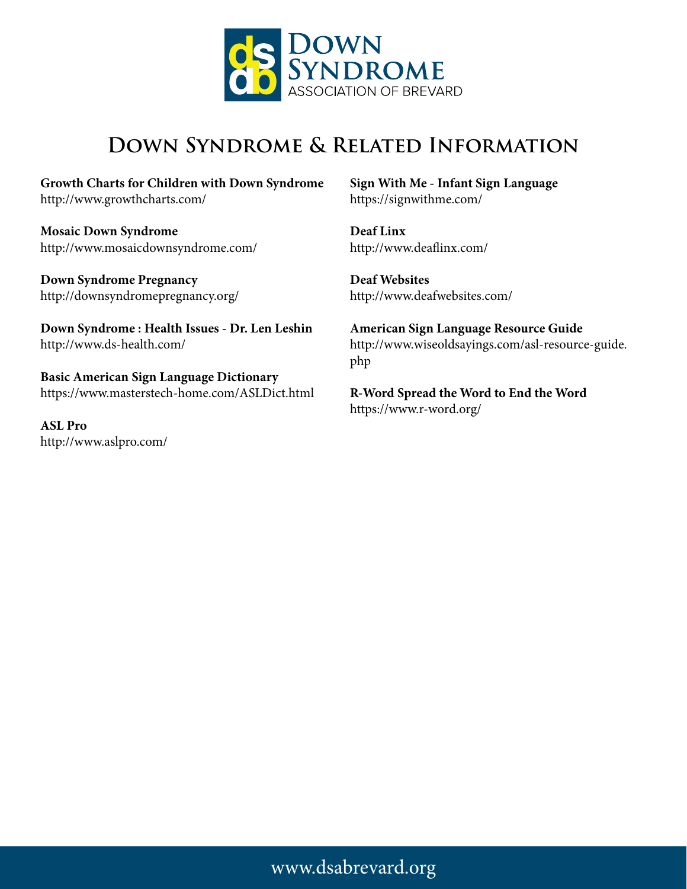# Down Syndrome & Related Information

**Growth Charts for Children with Down Syndrome**
http://www.growthcharts.com/

**Mosaic Down Syndrome**
http://www.mosaicdownsyndrome.com/

**Down Syndrome Pregnancy**
http://downsyndromepregnancy.org/

**Down Syndrome : Health Issues - Dr. Len Leshin**
http://www.ds-health.com/

**Basic American Sign Language Dictionary**
https://www.masterstech-home.com/ASLDict.html

**ASL Pro**
http://www.aslpro.com/

**Sign With Me - Infant Sign Language**
https://signwithme.com/

**Deaf Linx**
http://www.deaflinx.com/

**Deaf Websites**
http://www.deafwebsites.com/

**American Sign Language Resource Guide**
http://www.wiseoldsayings.com/asl-resource-guide.php

**R-Word Spread the Word to End the Word**
https://www.r-word.org/